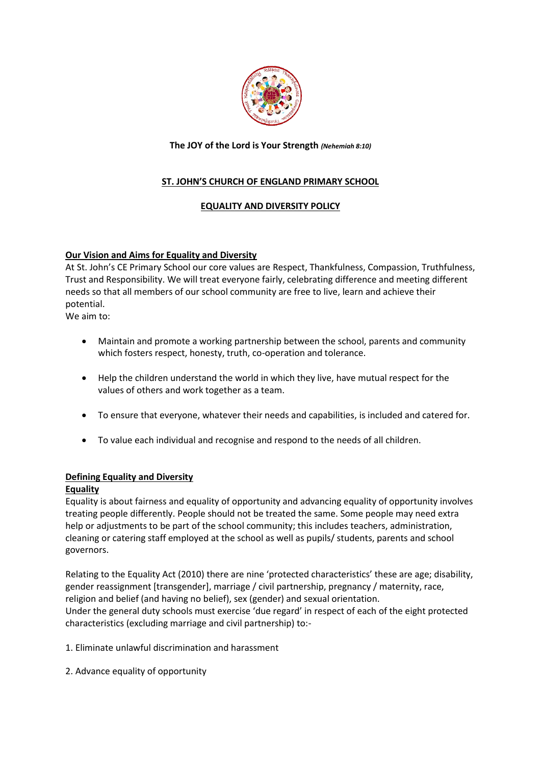**The JOY of the Lord is Your Strength** ***(Nehemiah 8:10)***

# ST. JOHN'S CHURCH OF ENGLAND PRIMARY SCHOOL

## EQUALITY AND DIVERSITY POLICY

### Our Vision and Aims for Equality and Diversity

At St. John's CE Primary School our core values are Respect, Thankfulness, Compassion, Truthfulness, Trust and Responsibility. We will treat everyone fairly, celebrating difference and meeting different needs so that all members of our school community are free to live, learn and achieve their potential.

We aim to:

- Maintain and promote a working partnership between the school, parents and community which fosters respect, honesty, truth, co-operation and tolerance.
- Help the children understand the world in which they live, have mutual respect for the values of others and work together as a team.
- To ensure that everyone, whatever their needs and capabilities, is included and catered for.
- To value each individual and recognise and respond to the needs of all children.

### Defining Equality and Diversity

#### Equality

Equality is about fairness and equality of opportunity and advancing equality of opportunity involves treating people differently. People should not be treated the same. Some people may need extra help or adjustments to be part of the school community; this includes teachers, administration, cleaning or catering staff employed at the school as well as pupils/ students, parents and school governors.

Relating to the Equality Act (2010) there are nine 'protected characteristics' these are age; disability, gender reassignment [transgender], marriage / civil partnership, pregnancy / maternity, race, religion and belief (and having no belief), sex (gender) and sexual orientation.

Under the general duty schools must exercise 'due regard' in respect of each of the eight protected characteristics (excluding marriage and civil partnership) to:-

1. Eliminate unlawful discrimination and harassment
2. Advance equality of opportunity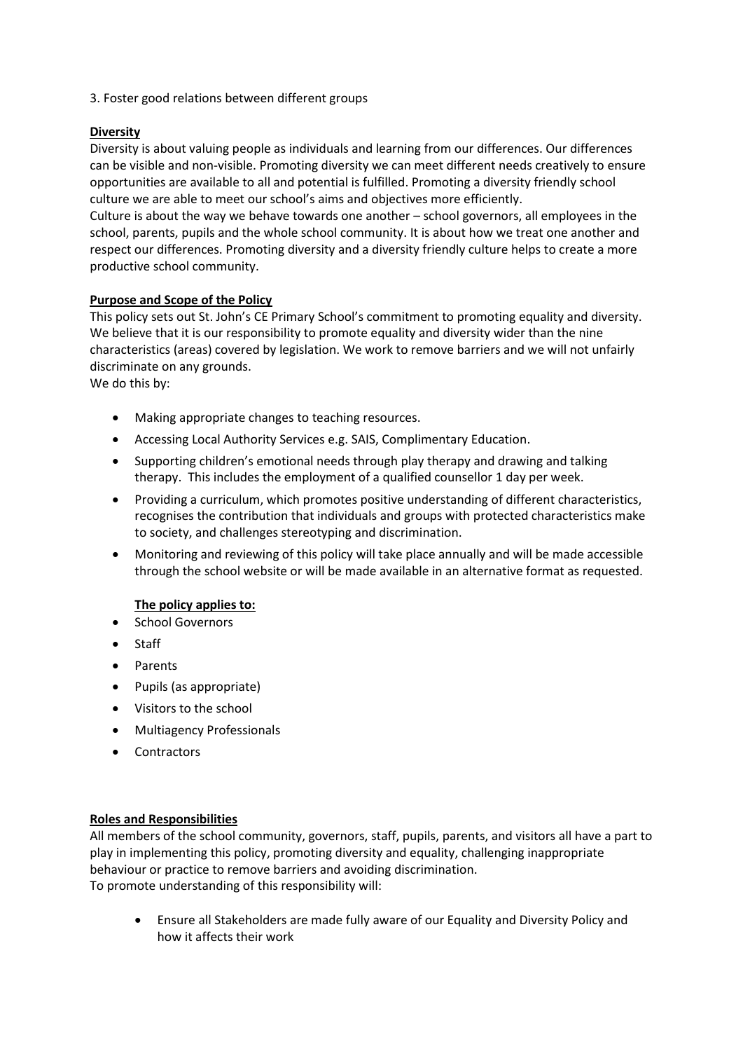3. Foster good relations between different groups

**Diversity**

Diversity is about valuing people as individuals and learning from our differences. Our differences can be visible and non-visible. Promoting diversity we can meet different needs creatively to ensure opportunities are available to all and potential is fulfilled. Promoting a diversity friendly school culture we are able to meet our school's aims and objectives more efficiently.

Culture is about the way we behave towards one another – school governors, all employees in the school, parents, pupils and the whole school community. It is about how we treat one another and respect our differences. Promoting diversity and a diversity friendly culture helps to create a more productive school community.

**Purpose and Scope of the Policy**

This policy sets out St. John's CE Primary School's commitment to promoting equality and diversity. We believe that it is our responsibility to promote equality and diversity wider than the nine characteristics (areas) covered by legislation. We work to remove barriers and we will not unfairly discriminate on any grounds.

We do this by:

- Making appropriate changes to teaching resources.
- Accessing Local Authority Services e.g. SAIS, Complimentary Education.
- Supporting children's emotional needs through play therapy and drawing and talking therapy. This includes the employment of a qualified counsellor 1 day per week.
- Providing a curriculum, which promotes positive understanding of different characteristics, recognises the contribution that individuals and groups with protected characteristics make to society, and challenges stereotyping and discrimination.
- Monitoring and reviewing of this policy will take place annually and will be made accessible through the school website or will be made available in an alternative format as requested.

**The policy applies to:**

- School Governors
- Staff
- Parents
- Pupils (as appropriate)
- Visitors to the school
- Multiagency Professionals
- Contractors

**Roles and Responsibilities**

All members of the school community, governors, staff, pupils, parents, and visitors all have a part to play in implementing this policy, promoting diversity and equality, challenging inappropriate behaviour or practice to remove barriers and avoiding discrimination.

To promote understanding of this responsibility will:

- Ensure all Stakeholders are made fully aware of our Equality and Diversity Policy and how it affects their work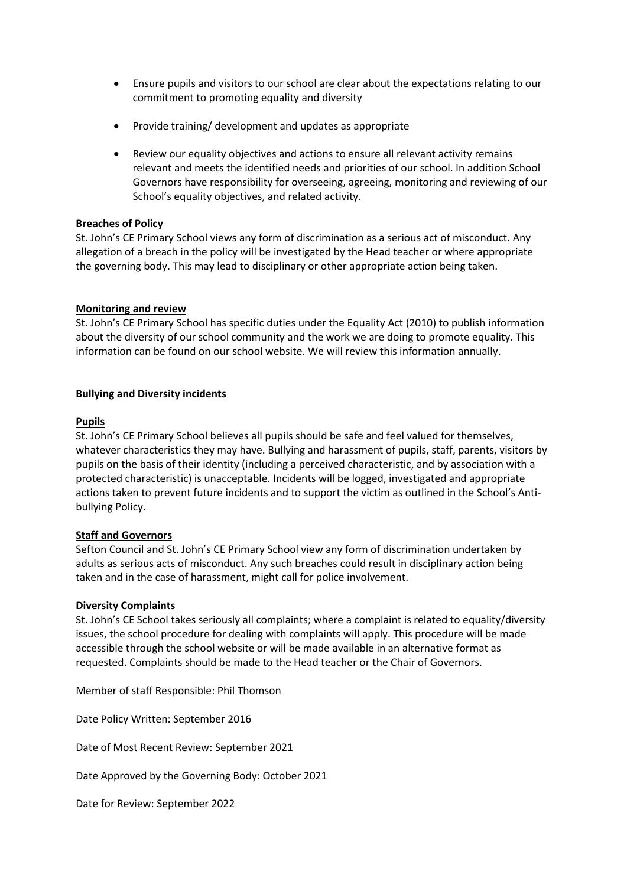- Ensure pupils and visitors to our school are clear about the expectations relating to our commitment to promoting equality and diversity

- Provide training/ development and updates as appropriate

- Review our equality objectives and actions to ensure all relevant activity remains relevant and meets the identified needs and priorities of our school. In addition School Governors have responsibility for overseeing, agreeing, monitoring and reviewing of our School's equality objectives, and related activity.

**Breaches of Policy**

St. John's CE Primary School views any form of discrimination as a serious act of misconduct. Any allegation of a breach in the policy will be investigated by the Head teacher or where appropriate the governing body. This may lead to disciplinary or other appropriate action being taken.

**Monitoring and review**

St. John's CE Primary School has specific duties under the Equality Act (2010) to publish information about the diversity of our school community and the work we are doing to promote equality. This information can be found on our school website. We will review this information annually.

**Bullying and Diversity incidents**

**Pupils**

St. John's CE Primary School believes all pupils should be safe and feel valued for themselves, whatever characteristics they may have. Bullying and harassment of pupils, staff, parents, visitors by pupils on the basis of their identity (including a perceived characteristic, and by association with a protected characteristic) is unacceptable. Incidents will be logged, investigated and appropriate actions taken to prevent future incidents and to support the victim as outlined in the School's Anti-bullying Policy.

**Staff and Governors**

Sefton Council and St. John's CE Primary School view any form of discrimination undertaken by adults as serious acts of misconduct. Any such breaches could result in disciplinary action being taken and in the case of harassment, might call for police involvement.

**Diversity Complaints**

St. John's CE School takes seriously all complaints; where a complaint is related to equality/diversity issues, the school procedure for dealing with complaints will apply. This procedure will be made accessible through the school website or will be made available in an alternative format as requested. Complaints should be made to the Head teacher or the Chair of Governors.

Member of staff Responsible: Phil Thomson

Date Policy Written: September 2016

Date of Most Recent Review: September 2021

Date Approved by the Governing Body: October 2021

Date for Review: September 2022